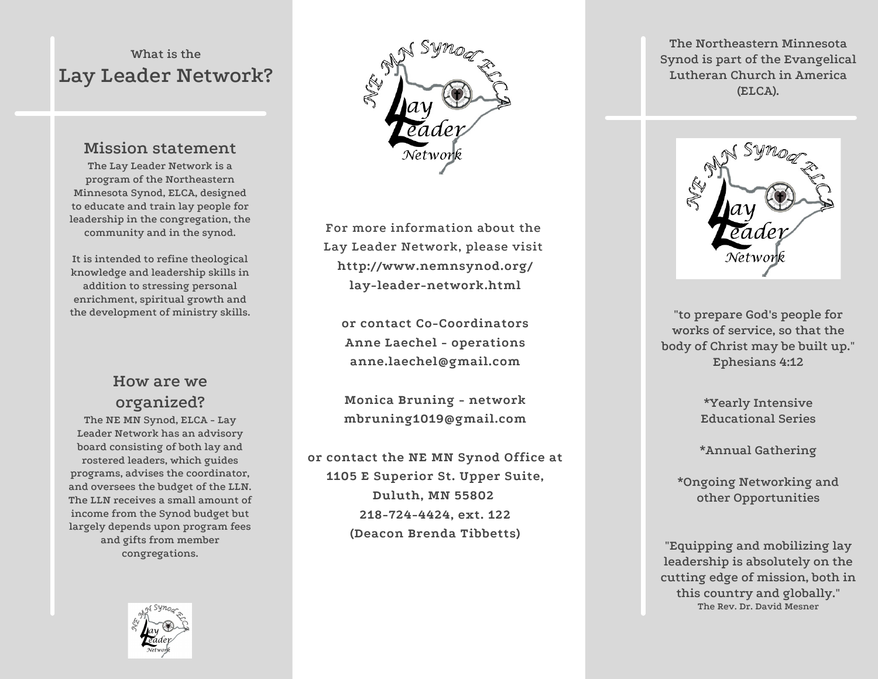What is the

# Lay Leader Network?

## Mission statement

The Lay Leader Network is a program of the Northeastern Minnesota Synod, ELCA, designed to educate and train lay people for leadership in the congregation, the community and in the synod.

It is intended to refine theological knowledge and leadership skills in addition to stressing personal enrichment, spiritual growth and the development of ministry skills.

## How are we organized?

The NE MN Synod, ELCA - Lay Leader Network has an advisory board consisting of both lay and rostered leaders, which guides programs, advises the coordinator, and oversees the budget of the LLN. The LLN receives a small amount of income from the Synod budget but largely depends upon program fees and gifts from member congregations.

For more information about the Lay Leader Network, please visit http://www.nemnsynod.org/lay-leader-network.html

or contact Co-Coordinators
Anne Laechel - operations
anne.laechel@gmail.com

Monica Bruning - network
mbruning1019@gmail.com

or contact the NE MN Synod Office at
1105 E Superior St. Upper Suite,
Duluth, MN 55802
218-724-4424, ext. 122
(Deacon Brenda Tibbetts)

The Northeastern Minnesota Synod is part of the Evangelical Lutheran Church in America (ELCA).

"to prepare God's people for works of service, so that the body of Christ may be built up."
Ephesians 4:12

*Yearly Intensive Educational Series

*Annual Gathering

*Ongoing Networking and other Opportunities

"Equipping and mobilizing lay leadership is absolutely on the cutting edge of mission, both in this country and globally."
The Rev. Dr. David Mesner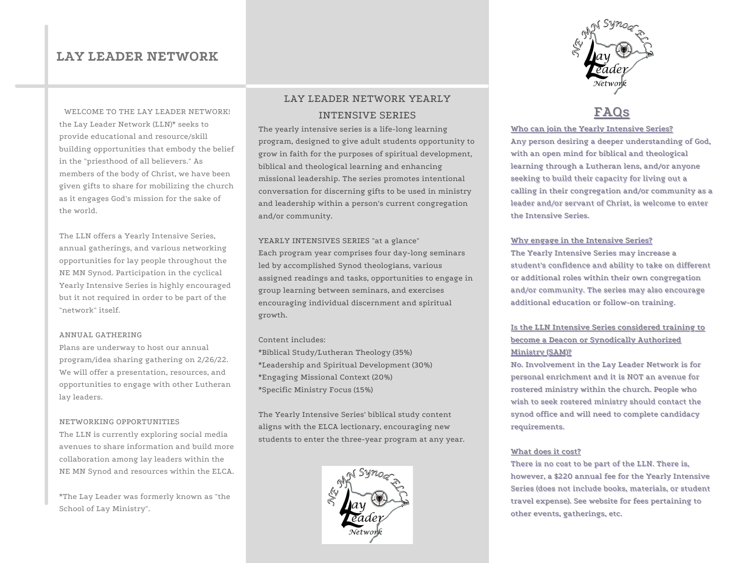# LAY LEADER NETWORK

WELCOME TO THE LAY LEADER NETWORK! the Lay Leader Network (LLN)* seeks to provide educational and resource/skill building opportunities that embody the belief in the "priesthood of all believers." As members of the body of Christ, we have been given gifts to share for mobilizing the church as it engages God's mission for the sake of the world.

The LLN offers a Yearly Intensive Series, annual gatherings, and various networking opportunities for lay people throughout the NE MN Synod. Participation in the cyclical Yearly Intensive Series is highly encouraged but it not required in order to be part of the "network" itself.

### ANNUAL GATHERING

Plans are underway to host our annual program/idea sharing gathering on 2/26/22. We will offer a presentation, resources, and opportunities to engage with other Lutheran lay leaders.

### NETWORKING OPPORTUNITIES

The LLN is currently exploring social media avenues to share information and build more collaboration among lay leaders within the NE MN Synod and resources within the ELCA.

*The Lay Leader was formerly known as "the School of Lay Ministry".

## LAY LEADER NETWORK YEARLY INTENSIVE SERIES

The yearly intensive series is a life-long learning program, designed to give adult students opportunity to grow in faith for the purposes of spiritual development, biblical and theological learning and enhancing missional leadership. The series promotes intentional conversation for discerning gifts to be used in ministry and leadership within a person's current congregation and/or community.

YEARLY INTENSIVES SERIES "at a glance"
Each program year comprises four day-long seminars led by accomplished Synod theologians, various assigned readings and tasks, opportunities to engage in group learning between seminars, and exercises encouraging individual discernment and spiritual growth.

Content includes:
*Biblical Study/Lutheran Theology (35%)
*Leadership and Spiritual Development (30%)
*Engaging Missional Context (20%)
*Specific Ministry Focus (15%)

The Yearly Intensive Series' biblical study content aligns with the ELCA lectionary, encouraging new students to enter the three-year program at any year.

NE MN Synod ELCA
Lay Leader Network

NE MN Synod ELCA
Lay Leader Network

## FAQs

**Who can join the Yearly Intensive Series?**
**Any person desiring a deeper understanding of God, with an open mind for biblical and theological learning through a Lutheran lens, and/or anyone seeking to build their capacity for living out a calling in their congregation and/or community as a leader and/or servant of Christ, is welcome to enter the Intensive Series.**

**Why engage in the Intensive Series?**
**The Yearly Intensive Series may increase a student's confidence and ability to take on different or additional roles within their own congregation and/or community. The series may also encourage additional education or follow-on training.**

**Is the LLN Intensive Series considered training to become a Deacon or Synodically Authorized Ministry (SAM)?**
**No. Involvement in the Lay Leader Network is for personal enrichment and it is NOT an avenue for rostered ministry within the church. People who wish to seek rostered ministry should contact the synod office and will need to complete candidacy requirements.**

**What does it cost?**
**There is no cost to be part of the LLN. There is, however, a $220 annual fee for the Yearly Intensive Series (does not include books, materials, or student travel expense). See website for fees pertaining to other events, gatherings, etc.**